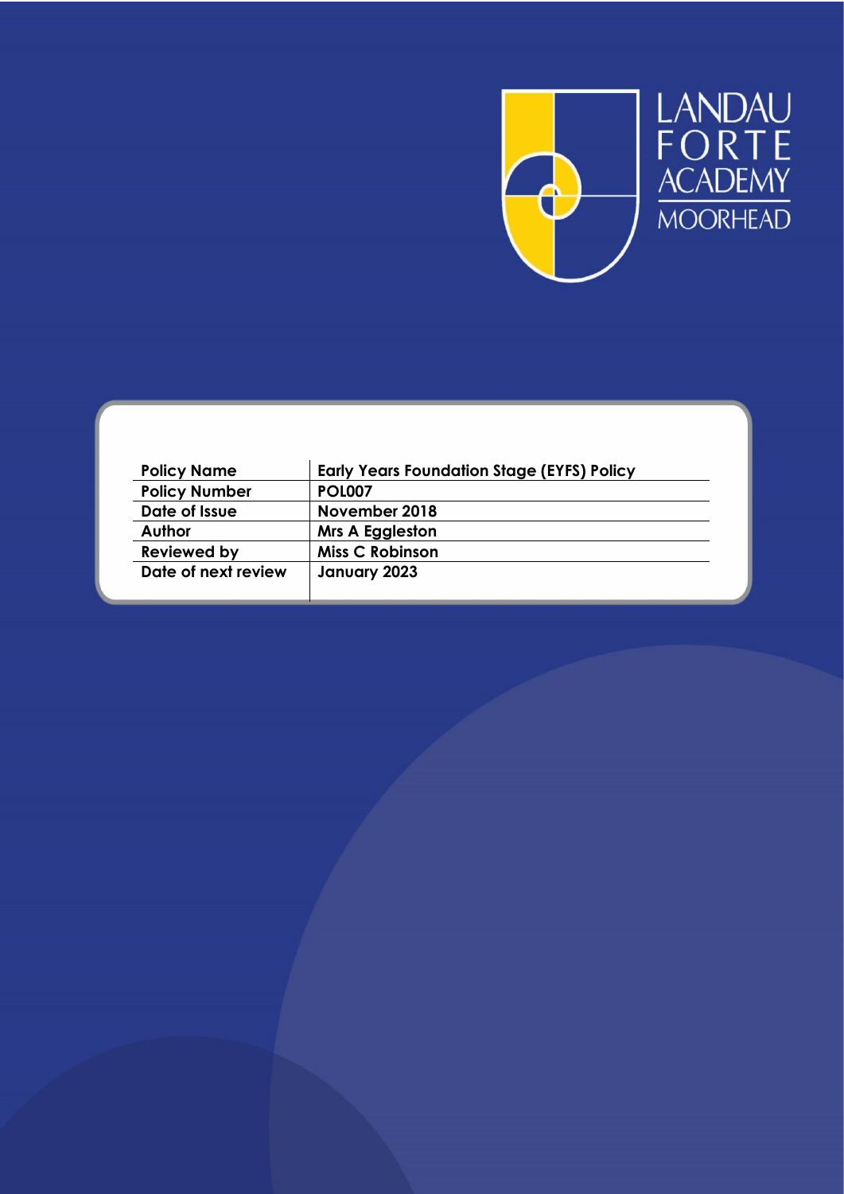LANDAU FORTE ACADEMY MOORHEAD

| Policy Name | Early Years Foundation Stage (EYFS) Policy |
|---|---|
| Policy Number | POL007 |
| Date of Issue | November 2018 |
| Author | Mrs A Eggleston |
| Reviewed by | Miss C Robinson |
| Date of next review | January 2023 |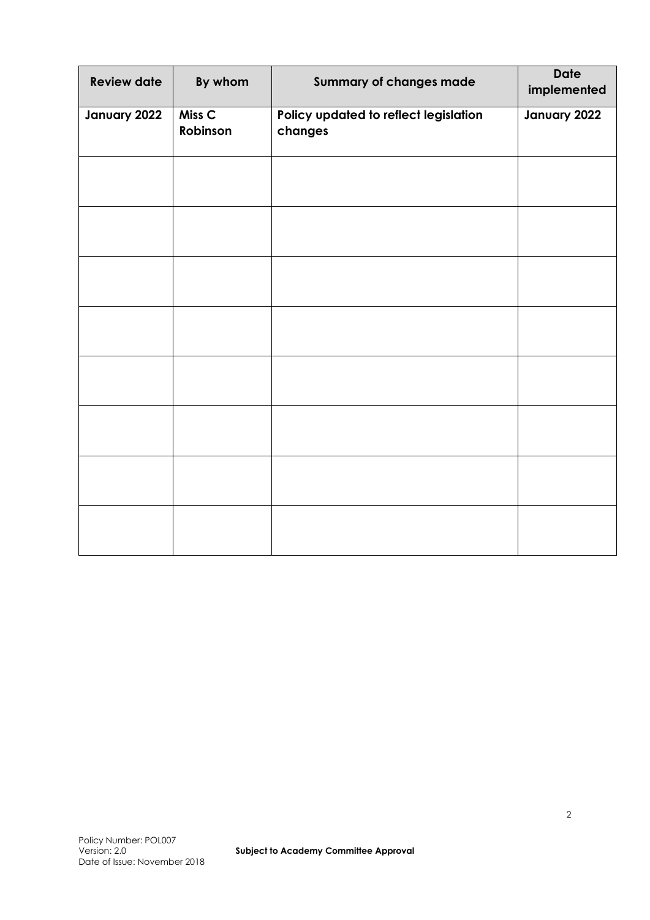| Review date | By whom | Summary of changes made | Date implemented |
|---|---|---|---|
| **January 2022** | **Miss C Robinson** | **Policy updated to reflect legislation changes** | **January 2022** |
| | | | |
| | | | |
| | | | |
| | | | |
| | | | |
| | | | |
| | | | |
| | | | |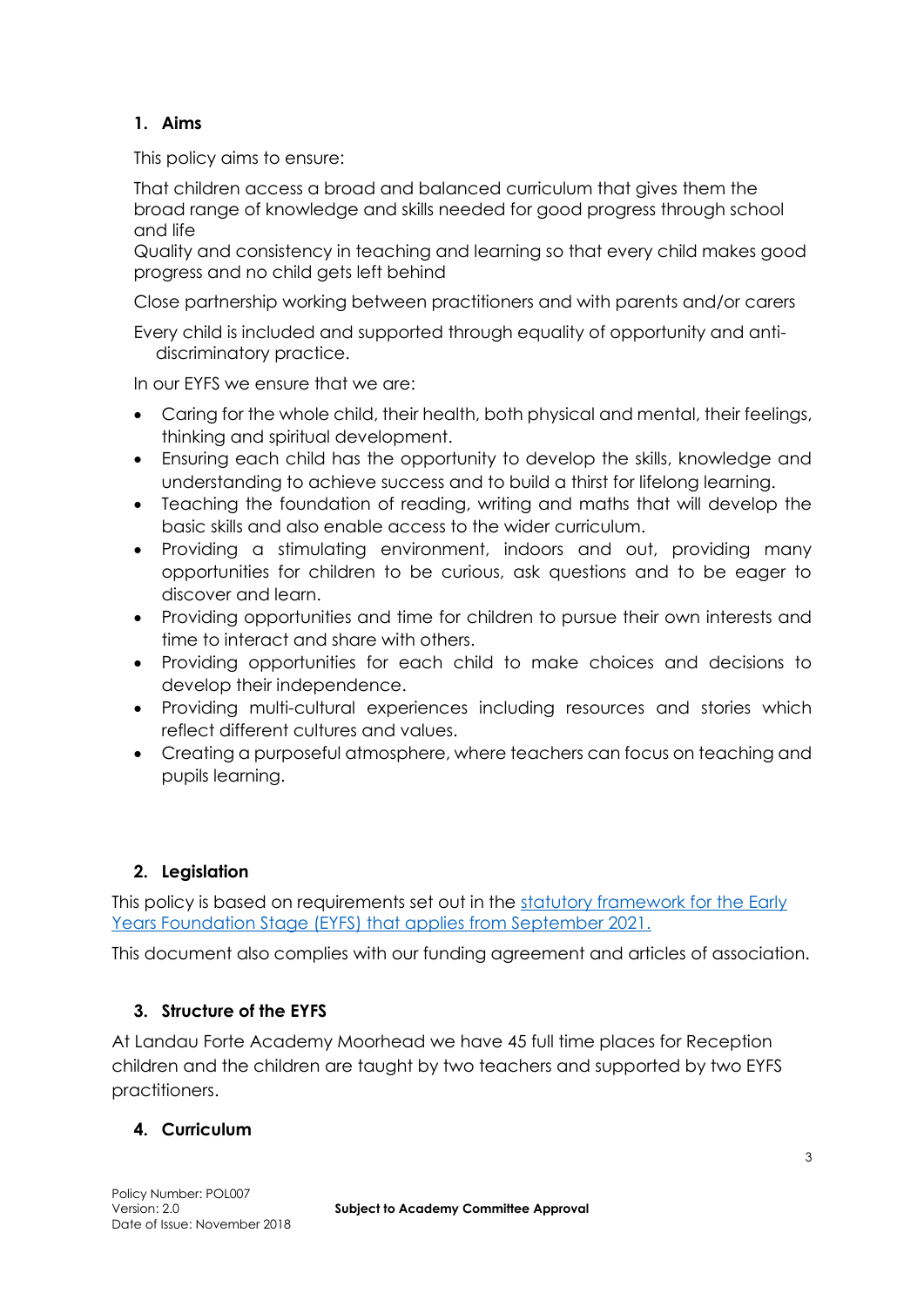## 1. Aims

This policy aims to ensure:

That children access a broad and balanced curriculum that gives them the broad range of knowledge and skills needed for good progress through school and life

Quality and consistency in teaching and learning so that every child makes good progress and no child gets left behind

Close partnership working between practitioners and with parents and/or carers

Every child is included and supported through equality of opportunity and anti-discriminatory practice.

In our EYFS we ensure that we are:

- Caring for the whole child, their health, both physical and mental, their feelings, thinking and spiritual development.
- Ensuring each child has the opportunity to develop the skills, knowledge and understanding to achieve success and to build a thirst for lifelong learning.
- Teaching the foundation of reading, writing and maths that will develop the basic skills and also enable access to the wider curriculum.
- Providing a stimulating environment, indoors and out, providing many opportunities for children to be curious, ask questions and to be eager to discover and learn.
- Providing opportunities and time for children to pursue their own interests and time to interact and share with others.
- Providing opportunities for each child to make choices and decisions to develop their independence.
- Providing multi-cultural experiences including resources and stories which reflect different cultures and values.
- Creating a purposeful atmosphere, where teachers can focus on teaching and pupils learning.

## 2. Legislation

This policy is based on requirements set out in the statutory framework for the Early Years Foundation Stage (EYFS) that applies from September 2021.

This document also complies with our funding agreement and articles of association.

## 3. Structure of the EYFS

At Landau Forte Academy Moorhead we have 45 full time places for Reception children and the children are taught by two teachers and supported by two EYFS practitioners.

## 4. Curriculum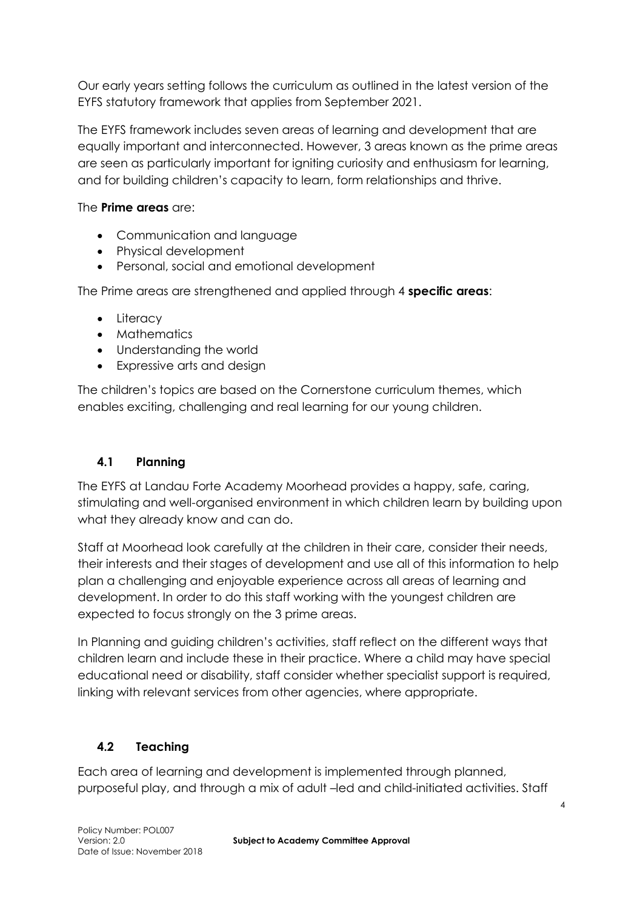Our early years setting follows the curriculum as outlined in the latest version of the EYFS statutory framework that applies from September 2021.

The EYFS framework includes seven areas of learning and development that are equally important and interconnected. However, 3 areas known as the prime areas are seen as particularly important for igniting curiosity and enthusiasm for learning, and for building children's capacity to learn, form relationships and thrive.

The **Prime areas** are:

- Communication and language
- Physical development
- Personal, social and emotional development

The Prime areas are strengthened and applied through 4 **specific areas**:

- Literacy
- Mathematics
- Understanding the world
- Expressive arts and design

The children's topics are based on the Cornerstone curriculum themes, which enables exciting, challenging and real learning for our young children.

### 4.1 Planning

The EYFS at Landau Forte Academy Moorhead provides a happy, safe, caring, stimulating and well-organised environment in which children learn by building upon what they already know and can do.

Staff at Moorhead look carefully at the children in their care, consider their needs, their interests and their stages of development and use all of this information to help plan a challenging and enjoyable experience across all areas of learning and development. In order to do this staff working with the youngest children are expected to focus strongly on the 3 prime areas.

In Planning and guiding children's activities, staff reflect on the different ways that children learn and include these in their practice. Where a child may have special educational need or disability, staff consider whether specialist support is required, linking with relevant services from other agencies, where appropriate.

### 4.2 Teaching

Each area of learning and development is implemented through planned, purposeful play, and through a mix of adult –led and child-initiated activities. Staff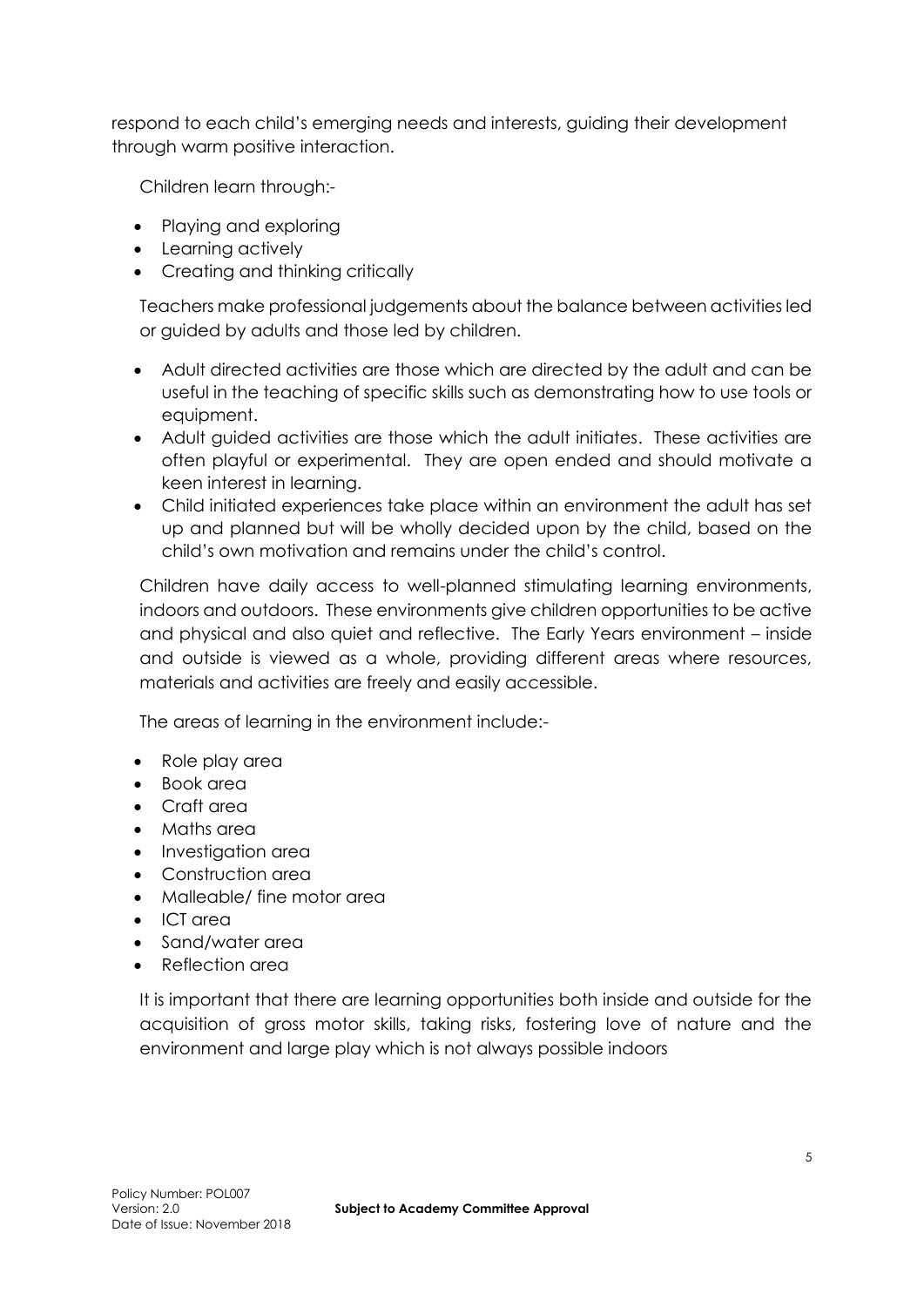respond to each child's emerging needs and interests, guiding their development through warm positive interaction.

Children learn through:-

- Playing and exploring
- Learning actively
- Creating and thinking critically

Teachers make professional judgements about the balance between activities led or guided by adults and those led by children.

- Adult directed activities are those which are directed by the adult and can be useful in the teaching of specific skills such as demonstrating how to use tools or equipment.
- Adult guided activities are those which the adult initiates. These activities are often playful or experimental. They are open ended and should motivate a keen interest in learning.
- Child initiated experiences take place within an environment the adult has set up and planned but will be wholly decided upon by the child, based on the child's own motivation and remains under the child's control.

Children have daily access to well-planned stimulating learning environments, indoors and outdoors. These environments give children opportunities to be active and physical and also quiet and reflective. The Early Years environment – inside and outside is viewed as a whole, providing different areas where resources, materials and activities are freely and easily accessible.

The areas of learning in the environment include:-

- Role play area
- Book area
- Craft area
- Maths area
- Investigation area
- Construction area
- Malleable/ fine motor area
- ICT area
- Sand/water area
- Reflection area

It is important that there are learning opportunities both inside and outside for the acquisition of gross motor skills, taking risks, fostering love of nature and the environment and large play which is not always possible indoors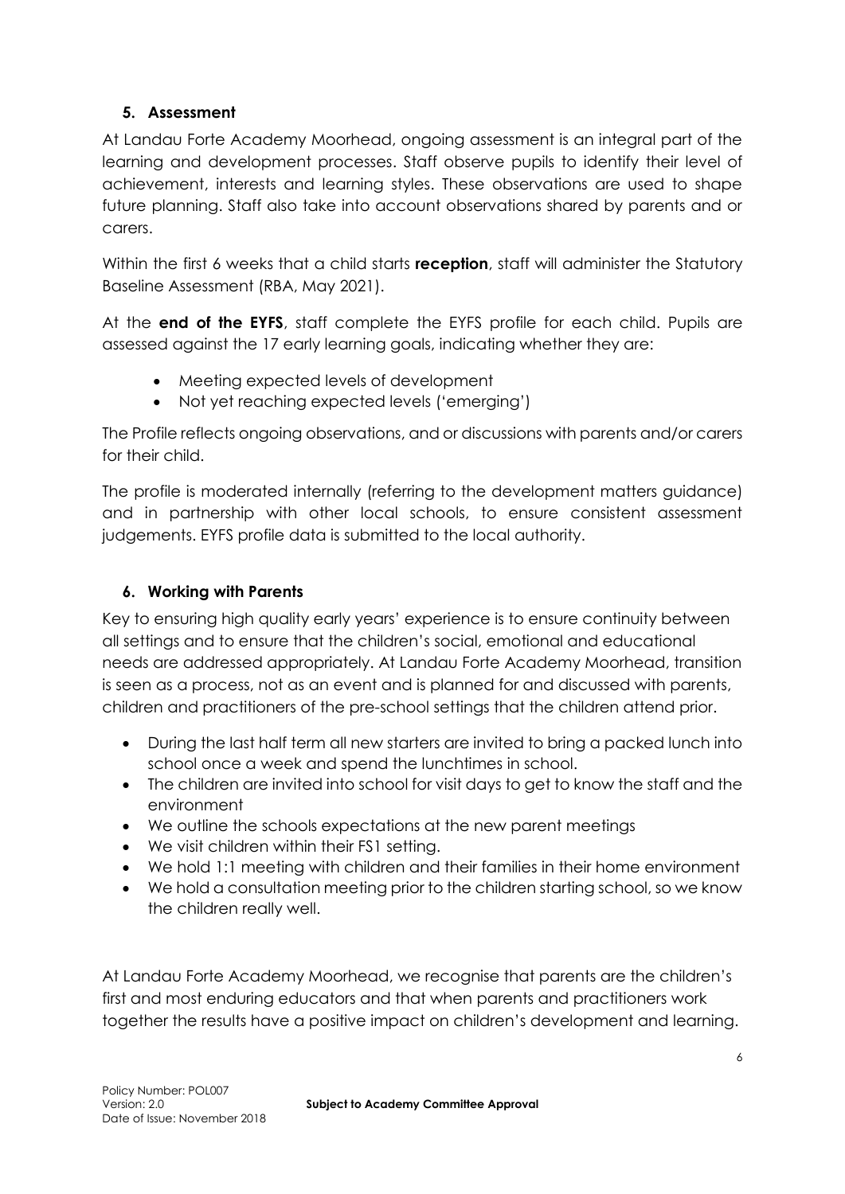## 5. Assessment

At Landau Forte Academy Moorhead, ongoing assessment is an integral part of the learning and development processes. Staff observe pupils to identify their level of achievement, interests and learning styles. These observations are used to shape future planning. Staff also take into account observations shared by parents and or carers.

Within the first 6 weeks that a child starts **reception**, staff will administer the Statutory Baseline Assessment (RBA, May 2021).

At the **end of the EYFS**, staff complete the EYFS profile for each child. Pupils are assessed against the 17 early learning goals, indicating whether they are:

- Meeting expected levels of development
- Not yet reaching expected levels ('emerging')

The Profile reflects ongoing observations, and or discussions with parents and/or carers for their child.

The profile is moderated internally (referring to the development matters guidance) and in partnership with other local schools, to ensure consistent assessment judgements. EYFS profile data is submitted to the local authority.

## 6. Working with Parents

Key to ensuring high quality early years' experience is to ensure continuity between all settings and to ensure that the children's social, emotional and educational needs are addressed appropriately. At Landau Forte Academy Moorhead, transition is seen as a process, not as an event and is planned for and discussed with parents, children and practitioners of the pre-school settings that the children attend prior.

- During the last half term all new starters are invited to bring a packed lunch into school once a week and spend the lunchtimes in school.
- The children are invited into school for visit days to get to know the staff and the environment
- We outline the schools expectations at the new parent meetings
- We visit children within their FS1 setting.
- We hold 1:1 meeting with children and their families in their home environment
- We hold a consultation meeting prior to the children starting school, so we know the children really well.

At Landau Forte Academy Moorhead, we recognise that parents are the children's first and most enduring educators and that when parents and practitioners work together the results have a positive impact on children's development and learning.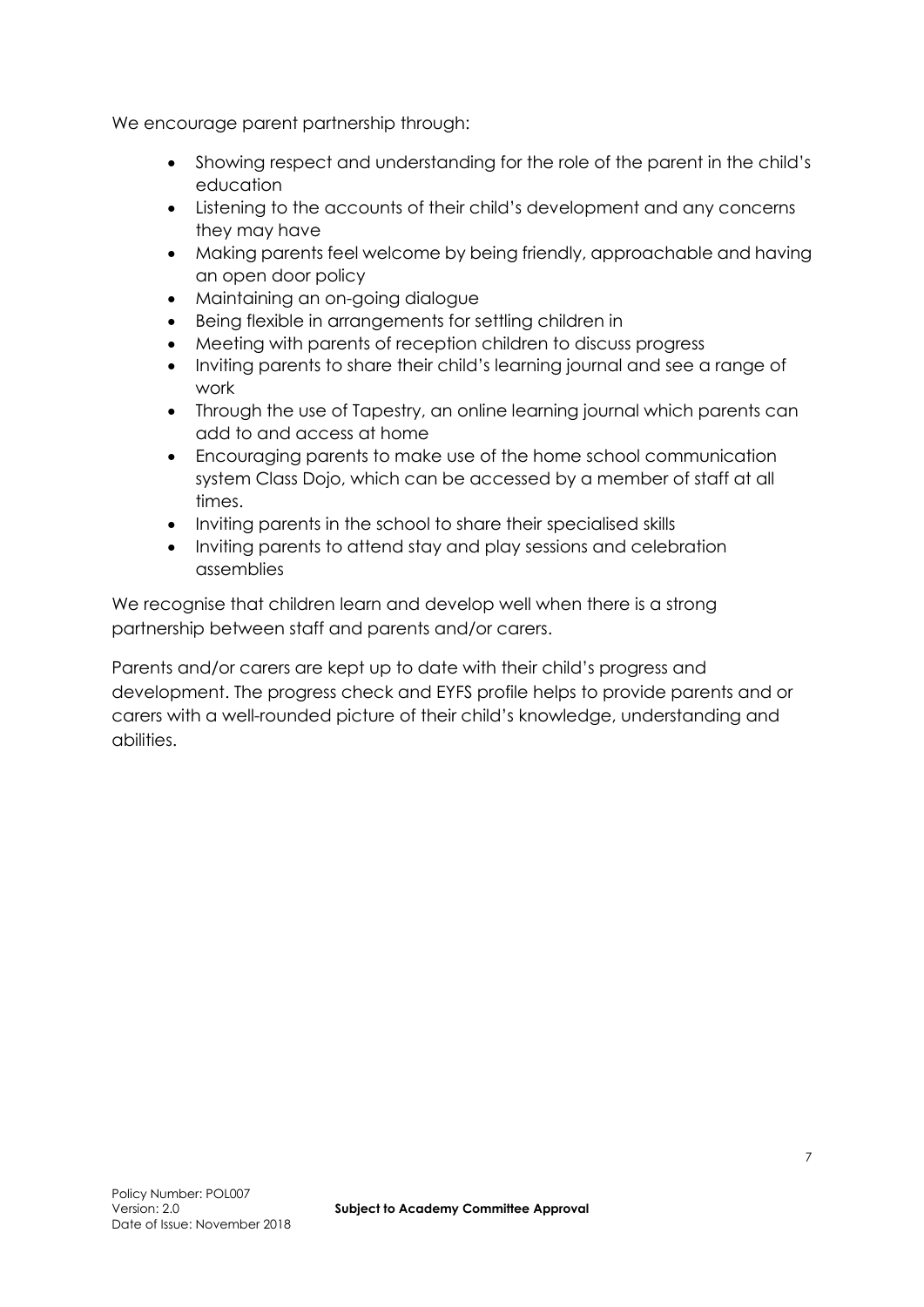We encourage parent partnership through:

- Showing respect and understanding for the role of the parent in the child's education
- Listening to the accounts of their child's development and any concerns they may have
- Making parents feel welcome by being friendly, approachable and having an open door policy
- Maintaining an on-going dialogue
- Being flexible in arrangements for settling children in
- Meeting with parents of reception children to discuss progress
- Inviting parents to share their child's learning journal and see a range of work
- Through the use of Tapestry, an online learning journal which parents can add to and access at home
- Encouraging parents to make use of the home school communication system Class Dojo, which can be accessed by a member of staff at all times.
- Inviting parents in the school to share their specialised skills
- Inviting parents to attend stay and play sessions and celebration assemblies

We recognise that children learn and develop well when there is a strong partnership between staff and parents and/or carers.

Parents and/or carers are kept up to date with their child's progress and development. The progress check and EYFS profile helps to provide parents and or carers with a well-rounded picture of their child's knowledge, understanding and abilities.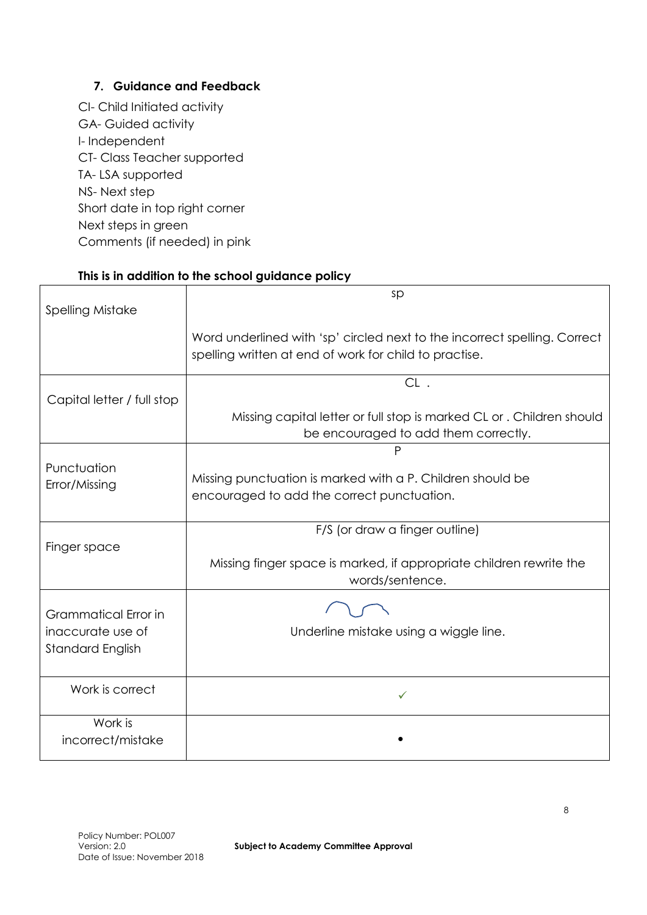### 7. Guidance and Feedback

CI- Child Initiated activity
GA- Guided activity
I- Independent
CT- Class Teacher supported
TA- LSA supported
NS- Next step
Short date in top right corner
Next steps in green
Comments (if needed) in pink

**This is in addition to the school guidance policy**

| | |
|---|---|
| Spelling Mistake | sp<br><br>Word underlined with 'sp' circled next to the incorrect spelling. Correct spelling written at end of work for child to practise. |
| Capital letter / full stop | CL .<br><br>Missing capital letter or full stop is marked CL or . Children should be encouraged to add them correctly. |
| Punctuation Error/Missing | P<br><br>Missing punctuation is marked with a P. Children should be encouraged to add the correct punctuation. |
| Finger space | F/S (or draw a finger outline)<br><br>Missing finger space is marked, if appropriate children rewrite the words/sentence. |
| Grammatical Error in inaccurate use of Standard English | Underline mistake using a wiggle line. |
| Work is correct | ✓ |
| Work is incorrect/mistake | • |

Policy Number: POL007
Version: 2.0
Date of Issue: November 2018

**Subject to Academy Committee Approval**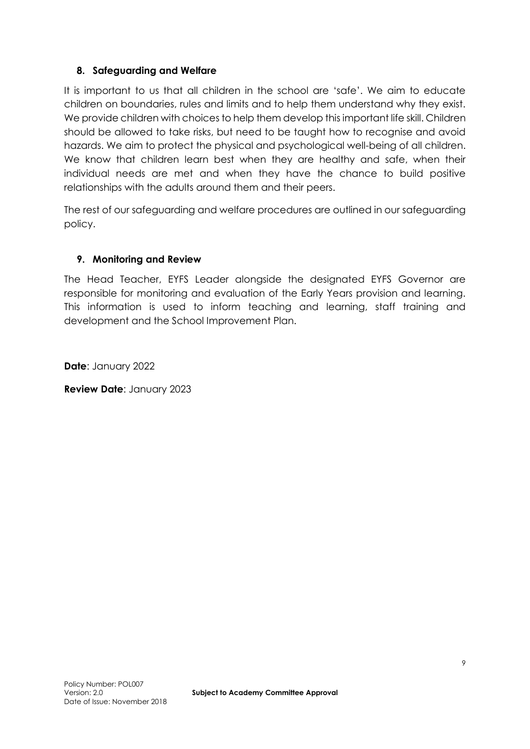## 8. Safeguarding and Welfare

It is important to us that all children in the school are 'safe'. We aim to educate children on boundaries, rules and limits and to help them understand why they exist. We provide children with choices to help them develop this important life skill. Children should be allowed to take risks, but need to be taught how to recognise and avoid hazards. We aim to protect the physical and psychological well-being of all children. We know that children learn best when they are healthy and safe, when their individual needs are met and when they have the chance to build positive relationships with the adults around them and their peers.

The rest of our safeguarding and welfare procedures are outlined in our safeguarding policy.

## 9. Monitoring and Review

The Head Teacher, EYFS Leader alongside the designated EYFS Governor are responsible for monitoring and evaluation of the Early Years provision and learning. This information is used to inform teaching and learning, staff training and development and the School Improvement Plan.

**Date**: January 2022

**Review Date**: January 2023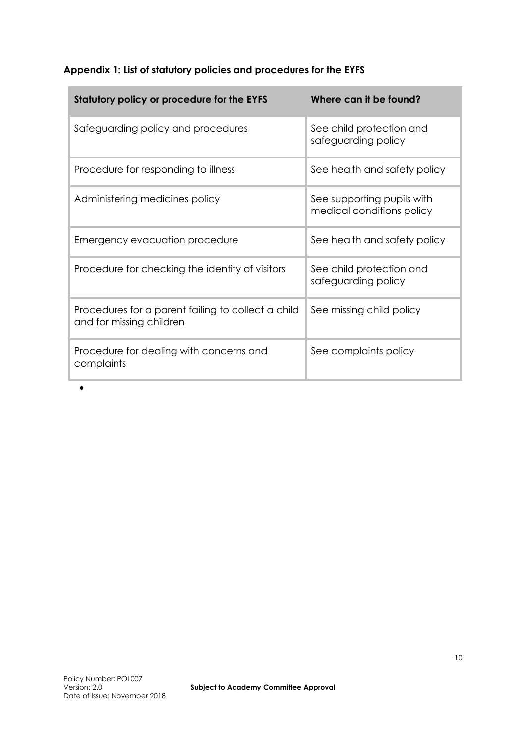## Appendix 1: List of statutory policies and procedures for the EYFS

| Statutory policy or procedure for the EYFS | Where can it be found? |
| --- | --- |
| Safeguarding policy and procedures | See child protection and safeguarding policy |
| Procedure for responding to illness | See health and safety policy |
| Administering medicines policy | See supporting pupils with medical conditions policy |
| Emergency evacuation procedure | See health and safety policy |
| Procedure for checking the identity of visitors | See child protection and safeguarding policy |
| Procedures for a parent failing to collect a child and for missing children | See missing child policy |
| Procedure for dealing with concerns and complaints | See complaints policy |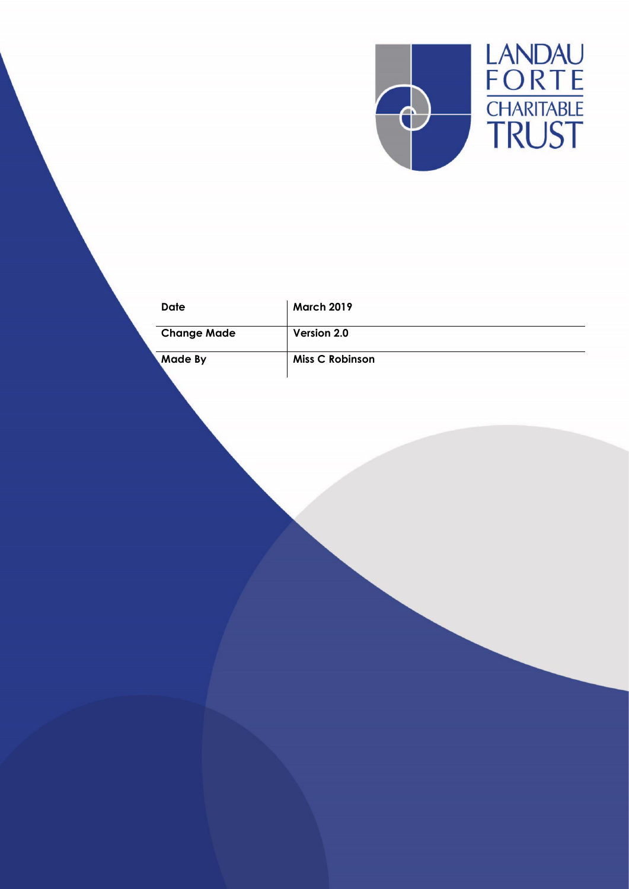LANDAU FORTE CHARITABLE TRUST

| | |
|---|---|
| **Date** | **March 2019** |
| **Change Made** | **Version 2.0** |
| **Made By** | **Miss C Robinson** |